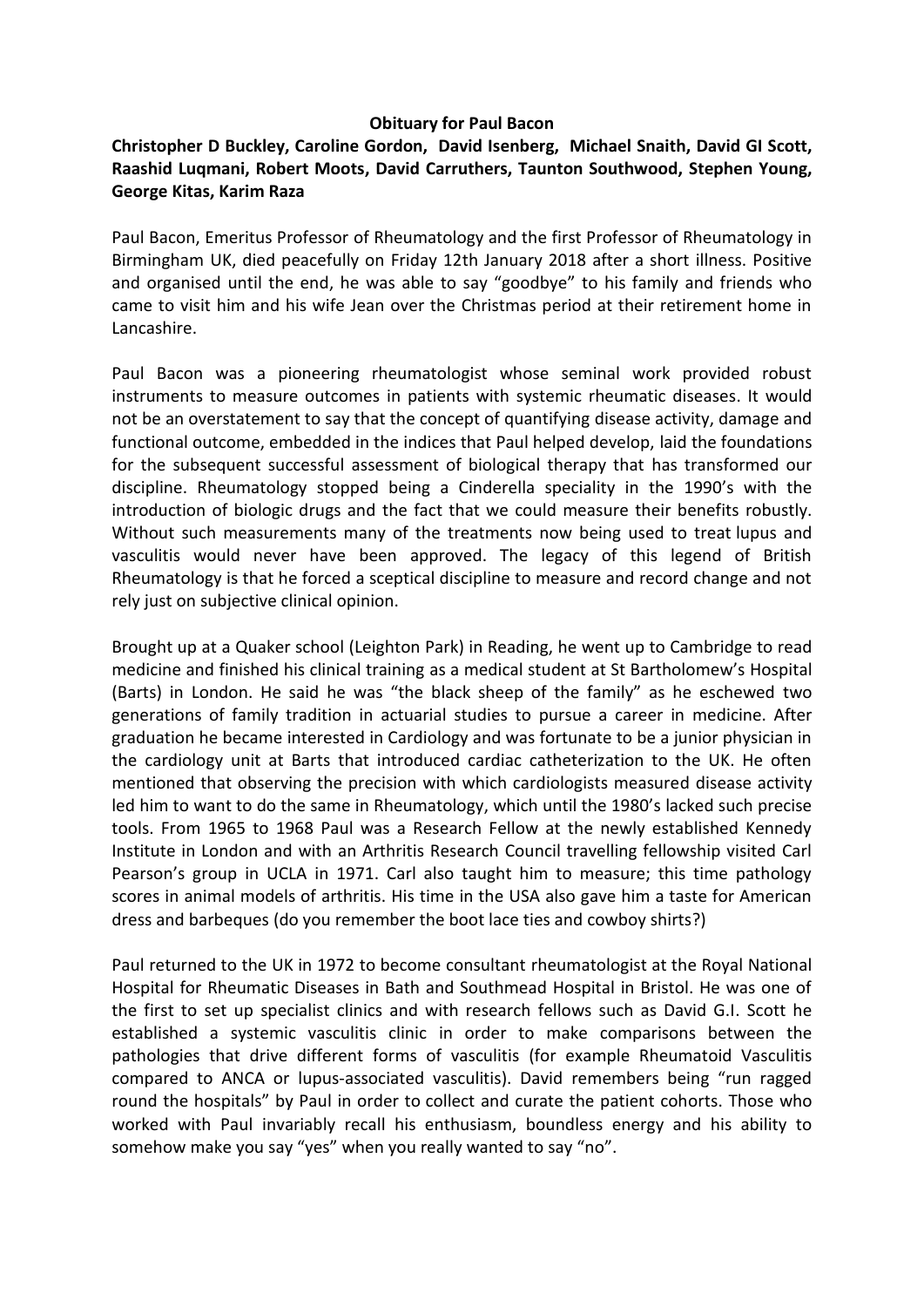# Obituary for Paul Bacon

**Christopher D Buckley, Caroline Gordon, David Isenberg, Michael Snaith, David GI Scott, Raashid Luqmani, Robert Moots, David Carruthers, Taunton Southwood, Stephen Young, George Kitas, Karim Raza**

Paul Bacon, Emeritus Professor of Rheumatology and the first Professor of Rheumatology in Birmingham UK, died peacefully on Friday 12th January 2018 after a short illness. Positive and organised until the end, he was able to say "goodbye" to his family and friends who came to visit him and his wife Jean over the Christmas period at their retirement home in Lancashire.

Paul Bacon was a pioneering rheumatologist whose seminal work provided robust instruments to measure outcomes in patients with systemic rheumatic diseases. It would not be an overstatement to say that the concept of quantifying disease activity, damage and functional outcome, embedded in the indices that Paul helped develop, laid the foundations for the subsequent successful assessment of biological therapy that has transformed our discipline. Rheumatology stopped being a Cinderella speciality in the 1990's with the introduction of biologic drugs and the fact that we could measure their benefits robustly. Without such measurements many of the treatments now being used to treat lupus and vasculitis would never have been approved. The legacy of this legend of British Rheumatology is that he forced a sceptical discipline to measure and record change and not rely just on subjective clinical opinion.

Brought up at a Quaker school (Leighton Park) in Reading, he went up to Cambridge to read medicine and finished his clinical training as a medical student at St Bartholomew's Hospital (Barts) in London. He said he was "the black sheep of the family" as he eschewed two generations of family tradition in actuarial studies to pursue a career in medicine. After graduation he became interested in Cardiology and was fortunate to be a junior physician in the cardiology unit at Barts that introduced cardiac catheterization to the UK. He often mentioned that observing the precision with which cardiologists measured disease activity led him to want to do the same in Rheumatology, which until the 1980's lacked such precise tools. From 1965 to 1968 Paul was a Research Fellow at the newly established Kennedy Institute in London and with an Arthritis Research Council travelling fellowship visited Carl Pearson's group in UCLA in 1971. Carl also taught him to measure; this time pathology scores in animal models of arthritis. His time in the USA also gave him a taste for American dress and barbeques (do you remember the boot lace ties and cowboy shirts?)

Paul returned to the UK in 1972 to become consultant rheumatologist at the Royal National Hospital for Rheumatic Diseases in Bath and Southmead Hospital in Bristol. He was one of the first to set up specialist clinics and with research fellows such as David G.I. Scott he established a systemic vasculitis clinic in order to make comparisons between the pathologies that drive different forms of vasculitis (for example Rheumatoid Vasculitis compared to ANCA or lupus-associated vasculitis). David remembers being "run ragged round the hospitals" by Paul in order to collect and curate the patient cohorts. Those who worked with Paul invariably recall his enthusiasm, boundless energy and his ability to somehow make you say "yes" when you really wanted to say "no".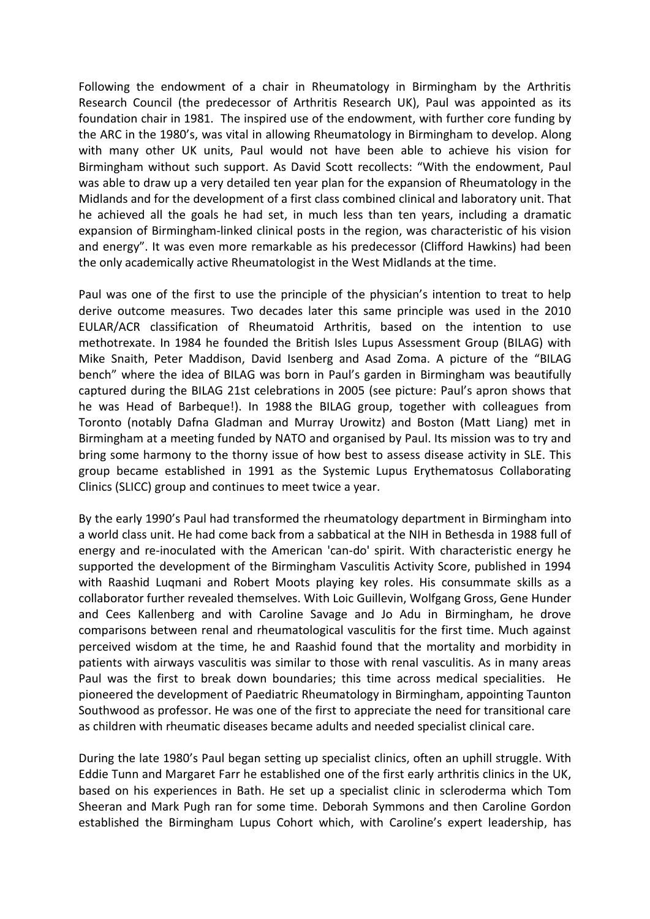Following the endowment of a chair in Rheumatology in Birmingham by the Arthritis Research Council (the predecessor of Arthritis Research UK), Paul was appointed as its foundation chair in 1981. The inspired use of the endowment, with further core funding by the ARC in the 1980's, was vital in allowing Rheumatology in Birmingham to develop. Along with many other UK units, Paul would not have been able to achieve his vision for Birmingham without such support. As David Scott recollects: "With the endowment, Paul was able to draw up a very detailed ten year plan for the expansion of Rheumatology in the Midlands and for the development of a first class combined clinical and laboratory unit. That he achieved all the goals he had set, in much less than ten years, including a dramatic expansion of Birmingham-linked clinical posts in the region, was characteristic of his vision and energy". It was even more remarkable as his predecessor (Clifford Hawkins) had been the only academically active Rheumatologist in the West Midlands at the time.

Paul was one of the first to use the principle of the physician's intention to treat to help derive outcome measures. Two decades later this same principle was used in the 2010 EULAR/ACR classification of Rheumatoid Arthritis, based on the intention to use methotrexate. In 1984 he founded the British Isles Lupus Assessment Group (BILAG) with Mike Snaith, Peter Maddison, David Isenberg and Asad Zoma. A picture of the "BILAG bench" where the idea of BILAG was born in Paul's garden in Birmingham was beautifully captured during the BILAG 21st celebrations in 2005 (see picture: Paul's apron shows that he was Head of Barbeque!). In 1988 the BILAG group, together with colleagues from Toronto (notably Dafna Gladman and Murray Urowitz) and Boston (Matt Liang) met in Birmingham at a meeting funded by NATO and organised by Paul. Its mission was to try and bring some harmony to the thorny issue of how best to assess disease activity in SLE. This group became established in 1991 as the Systemic Lupus Erythematosus Collaborating Clinics (SLICC) group and continues to meet twice a year.

By the early 1990's Paul had transformed the rheumatology department in Birmingham into a world class unit. He had come back from a sabbatical at the NIH in Bethesda in 1988 full of energy and re-inoculated with the American 'can-do' spirit. With characteristic energy he supported the development of the Birmingham Vasculitis Activity Score, published in 1994 with Raashid Luqmani and Robert Moots playing key roles. His consummate skills as a collaborator further revealed themselves. With Loic Guillevin, Wolfgang Gross, Gene Hunder and Cees Kallenberg and with Caroline Savage and Jo Adu in Birmingham, he drove comparisons between renal and rheumatological vasculitis for the first time. Much against perceived wisdom at the time, he and Raashid found that the mortality and morbidity in patients with airways vasculitis was similar to those with renal vasculitis. As in many areas Paul was the first to break down boundaries; this time across medical specialities. He pioneered the development of Paediatric Rheumatology in Birmingham, appointing Taunton Southwood as professor. He was one of the first to appreciate the need for transitional care as children with rheumatic diseases became adults and needed specialist clinical care.

During the late 1980's Paul began setting up specialist clinics, often an uphill struggle. With Eddie Tunn and Margaret Farr he established one of the first early arthritis clinics in the UK, based on his experiences in Bath. He set up a specialist clinic in scleroderma which Tom Sheeran and Mark Pugh ran for some time. Deborah Symmons and then Caroline Gordon established the Birmingham Lupus Cohort which, with Caroline's expert leadership, has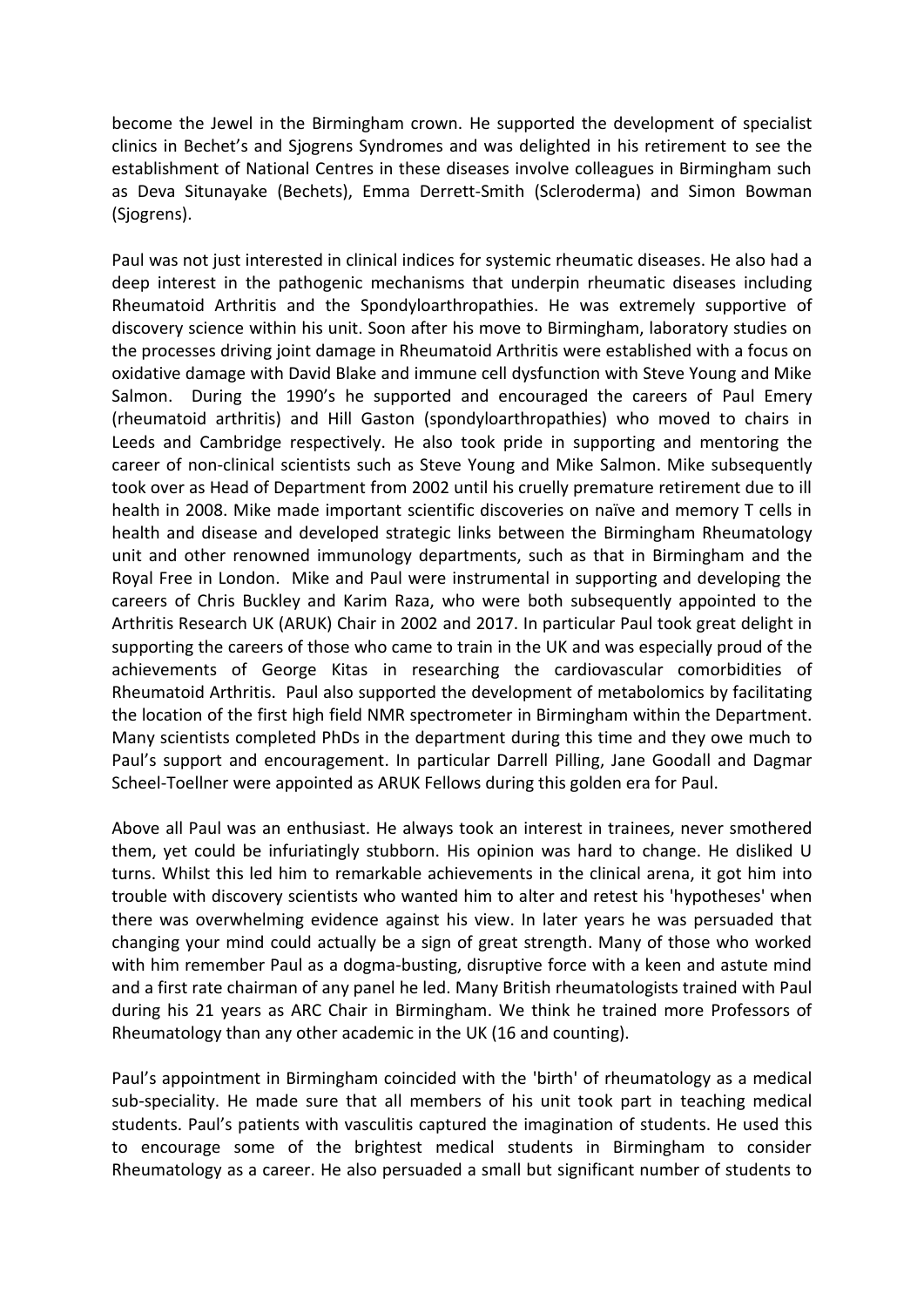become the Jewel in the Birmingham crown. He supported the development of specialist clinics in Bechet's and Sjogrens Syndromes and was delighted in his retirement to see the establishment of National Centres in these diseases involve colleagues in Birmingham such as Deva Situnayake (Bechets), Emma Derrett-Smith (Scleroderma) and Simon Bowman (Sjogrens).

Paul was not just interested in clinical indices for systemic rheumatic diseases. He also had a deep interest in the pathogenic mechanisms that underpin rheumatic diseases including Rheumatoid Arthritis and the Spondyloarthropathies. He was extremely supportive of discovery science within his unit. Soon after his move to Birmingham, laboratory studies on the processes driving joint damage in Rheumatoid Arthritis were established with a focus on oxidative damage with David Blake and immune cell dysfunction with Steve Young and Mike Salmon. During the 1990's he supported and encouraged the careers of Paul Emery (rheumatoid arthritis) and Hill Gaston (spondyloarthropathies) who moved to chairs in Leeds and Cambridge respectively. He also took pride in supporting and mentoring the career of non-clinical scientists such as Steve Young and Mike Salmon. Mike subsequently took over as Head of Department from 2002 until his cruelly premature retirement due to ill health in 2008. Mike made important scientific discoveries on naïve and memory T cells in health and disease and developed strategic links between the Birmingham Rheumatology unit and other renowned immunology departments, such as that in Birmingham and the Royal Free in London. Mike and Paul were instrumental in supporting and developing the careers of Chris Buckley and Karim Raza, who were both subsequently appointed to the Arthritis Research UK (ARUK) Chair in 2002 and 2017. In particular Paul took great delight in supporting the careers of those who came to train in the UK and was especially proud of the achievements of George Kitas in researching the cardiovascular comorbidities of Rheumatoid Arthritis. Paul also supported the development of metabolomics by facilitating the location of the first high field NMR spectrometer in Birmingham within the Department. Many scientists completed PhDs in the department during this time and they owe much to Paul's support and encouragement. In particular Darrell Pilling, Jane Goodall and Dagmar Scheel-Toellner were appointed as ARUK Fellows during this golden era for Paul.

Above all Paul was an enthusiast. He always took an interest in trainees, never smothered them, yet could be infuriatingly stubborn. His opinion was hard to change. He disliked U turns. Whilst this led him to remarkable achievements in the clinical arena, it got him into trouble with discovery scientists who wanted him to alter and retest his 'hypotheses' when there was overwhelming evidence against his view. In later years he was persuaded that changing your mind could actually be a sign of great strength. Many of those who worked with him remember Paul as a dogma-busting, disruptive force with a keen and astute mind and a first rate chairman of any panel he led. Many British rheumatologists trained with Paul during his 21 years as ARC Chair in Birmingham. We think he trained more Professors of Rheumatology than any other academic in the UK (16 and counting).

Paul's appointment in Birmingham coincided with the 'birth' of rheumatology as a medical sub-speciality. He made sure that all members of his unit took part in teaching medical students. Paul's patients with vasculitis captured the imagination of students. He used this to encourage some of the brightest medical students in Birmingham to consider Rheumatology as a career. He also persuaded a small but significant number of students to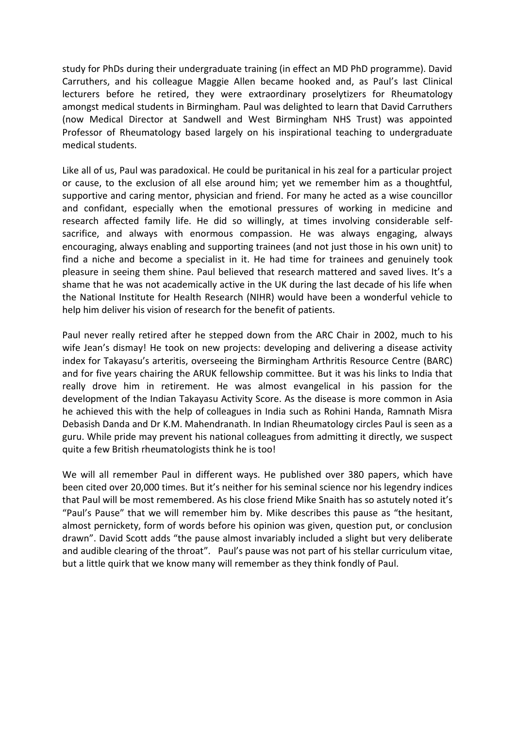study for PhDs during their undergraduate training (in effect an MD PhD programme). David Carruthers, and his colleague Maggie Allen became hooked and, as Paul's last Clinical lecturers before he retired, they were extraordinary proselytizers for Rheumatology amongst medical students in Birmingham. Paul was delighted to learn that David Carruthers (now Medical Director at Sandwell and West Birmingham NHS Trust) was appointed Professor of Rheumatology based largely on his inspirational teaching to undergraduate medical students.

Like all of us, Paul was paradoxical. He could be puritanical in his zeal for a particular project or cause, to the exclusion of all else around him; yet we remember him as a thoughtful, supportive and caring mentor, physician and friend. For many he acted as a wise councillor and confidant, especially when the emotional pressures of working in medicine and research affected family life. He did so willingly, at times involving considerable self-sacrifice, and always with enormous compassion. He was always engaging, always encouraging, always enabling and supporting trainees (and not just those in his own unit) to find a niche and become a specialist in it. He had time for trainees and genuinely took pleasure in seeing them shine. Paul believed that research mattered and saved lives. It's a shame that he was not academically active in the UK during the last decade of his life when the National Institute for Health Research (NIHR) would have been a wonderful vehicle to help him deliver his vision of research for the benefit of patients.

Paul never really retired after he stepped down from the ARC Chair in 2002, much to his wife Jean's dismay! He took on new projects: developing and delivering a disease activity index for Takayasu's arteritis, overseeing the Birmingham Arthritis Resource Centre (BARC) and for five years chairing the ARUK fellowship committee. But it was his links to India that really drove him in retirement. He was almost evangelical in his passion for the development of the Indian Takayasu Activity Score. As the disease is more common in Asia he achieved this with the help of colleagues in India such as Rohini Handa, Ramnath Misra Debasish Danda and Dr K.M. Mahendranath. In Indian Rheumatology circles Paul is seen as a guru. While pride may prevent his national colleagues from admitting it directly, we suspect quite a few British rheumatologists think he is too!

We will all remember Paul in different ways. He published over 380 papers, which have been cited over 20,000 times. But it's neither for his seminal science nor his legendry indices that Paul will be most remembered. As his close friend Mike Snaith has so astutely noted it's "Paul's Pause" that we will remember him by. Mike describes this pause as "the hesitant, almost pernickety, form of words before his opinion was given, question put, or conclusion drawn". David Scott adds "the pause almost invariably included a slight but very deliberate and audible clearing of the throat". Paul's pause was not part of his stellar curriculum vitae, but a little quirk that we know many will remember as they think fondly of Paul.